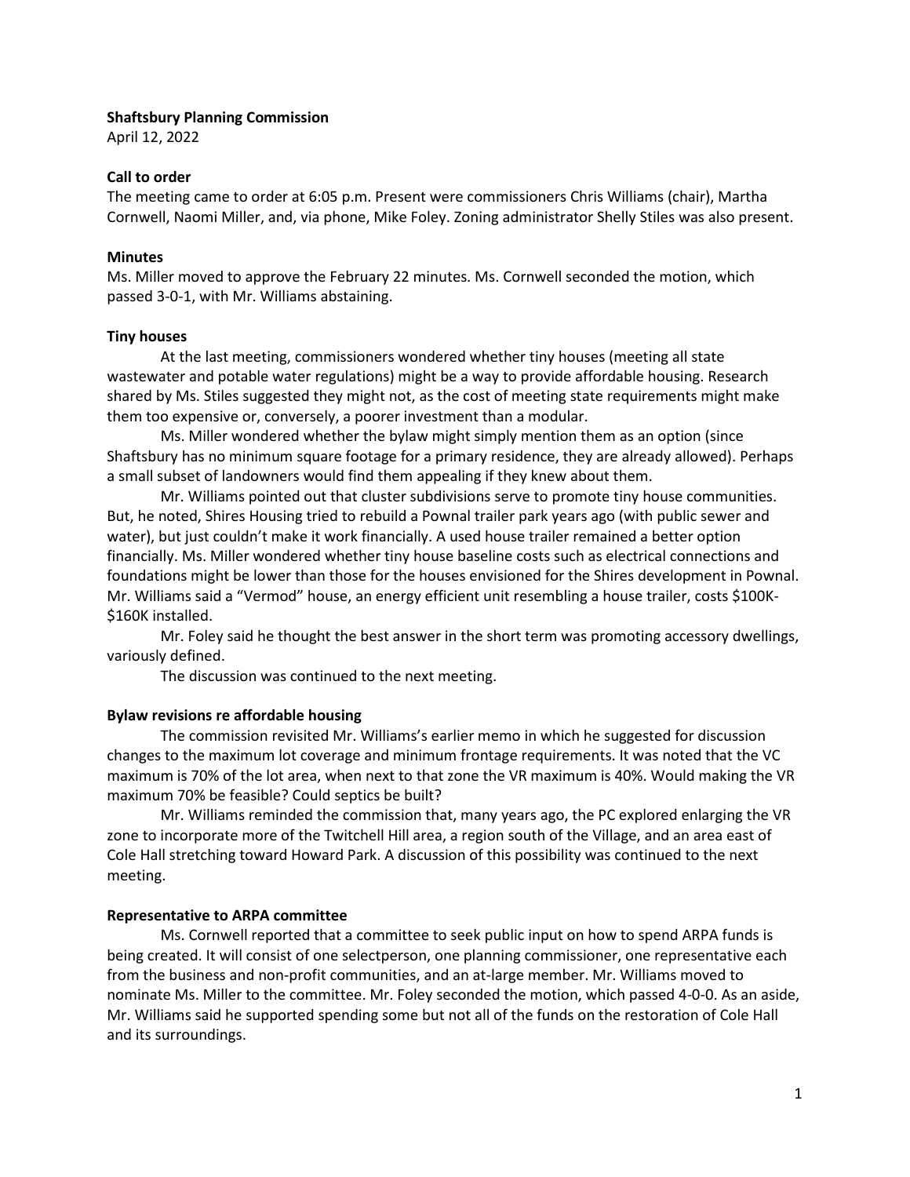**Shaftsbury Planning Commission**

April 12, 2022

**Call to order**

The meeting came to order at 6:05 p.m. Present were commissioners Chris Williams (chair), Martha Cornwell, Naomi Miller, and, via phone, Mike Foley. Zoning administrator Shelly Stiles was also present.

**Minutes**

Ms. Miller moved to approve the February 22 minutes. Ms. Cornwell seconded the motion, which passed 3-0-1, with Mr. Williams abstaining.

**Tiny houses**

At the last meeting, commissioners wondered whether tiny houses (meeting all state wastewater and potable water regulations) might be a way to provide affordable housing. Research shared by Ms. Stiles suggested they might not, as the cost of meeting state requirements might make them too expensive or, conversely, a poorer investment than a modular.

Ms. Miller wondered whether the bylaw might simply mention them as an option (since Shaftsbury has no minimum square footage for a primary residence, they are already allowed). Perhaps a small subset of landowners would find them appealing if they knew about them.

Mr. Williams pointed out that cluster subdivisions serve to promote tiny house communities. But, he noted, Shires Housing tried to rebuild a Pownal trailer park years ago (with public sewer and water), but just couldn't make it work financially. A used house trailer remained a better option financially. Ms. Miller wondered whether tiny house baseline costs such as electrical connections and foundations might be lower than those for the houses envisioned for the Shires development in Pownal. Mr. Williams said a "Vermod" house, an energy efficient unit resembling a house trailer, costs $100K-$160K installed.

Mr. Foley said he thought the best answer in the short term was promoting accessory dwellings, variously defined.

The discussion was continued to the next meeting.

**Bylaw revisions re affordable housing**

The commission revisited Mr. Williams's earlier memo in which he suggested for discussion changes to the maximum lot coverage and minimum frontage requirements. It was noted that the VC maximum is 70% of the lot area, when next to that zone the VR maximum is 40%. Would making the VR maximum 70% be feasible? Could septics be built?

Mr. Williams reminded the commission that, many years ago, the PC explored enlarging the VR zone to incorporate more of the Twitchell Hill area, a region south of the Village, and an area east of Cole Hall stretching toward Howard Park. A discussion of this possibility was continued to the next meeting.

**Representative to ARPA committee**

Ms. Cornwell reported that a committee to seek public input on how to spend ARPA funds is being created. It will consist of one selectperson, one planning commissioner, one representative each from the business and non-profit communities, and an at-large member. Mr. Williams moved to nominate Ms. Miller to the committee. Mr. Foley seconded the motion, which passed 4-0-0. As an aside, Mr. Williams said he supported spending some but not all of the funds on the restoration of Cole Hall and its surroundings.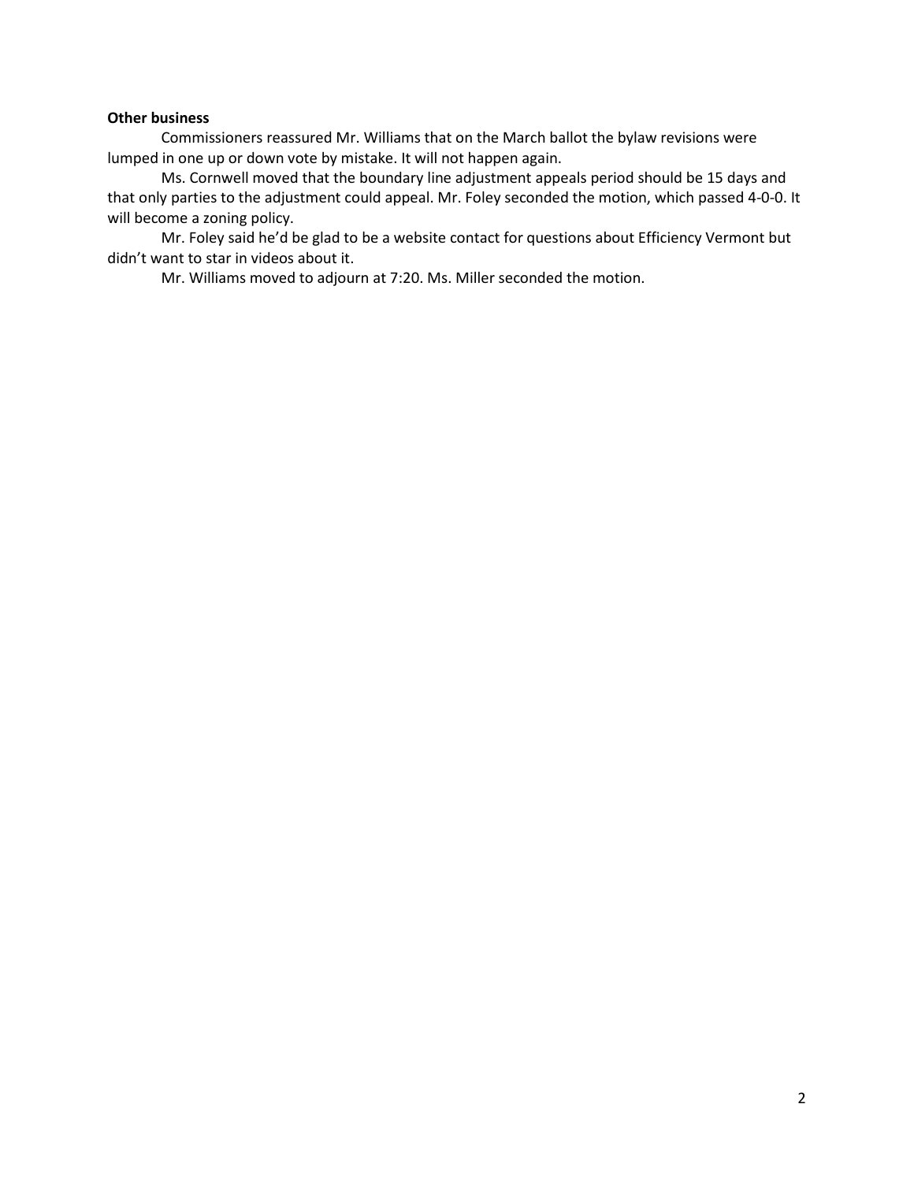**Other business**

Commissioners reassured Mr. Williams that on the March ballot the bylaw revisions were lumped in one up or down vote by mistake. It will not happen again.

Ms. Cornwell moved that the boundary line adjustment appeals period should be 15 days and that only parties to the adjustment could appeal. Mr. Foley seconded the motion, which passed 4-0-0. It will become a zoning policy.

Mr. Foley said he'd be glad to be a website contact for questions about Efficiency Vermont but didn't want to star in videos about it.

Mr. Williams moved to adjourn at 7:20. Ms. Miller seconded the motion.